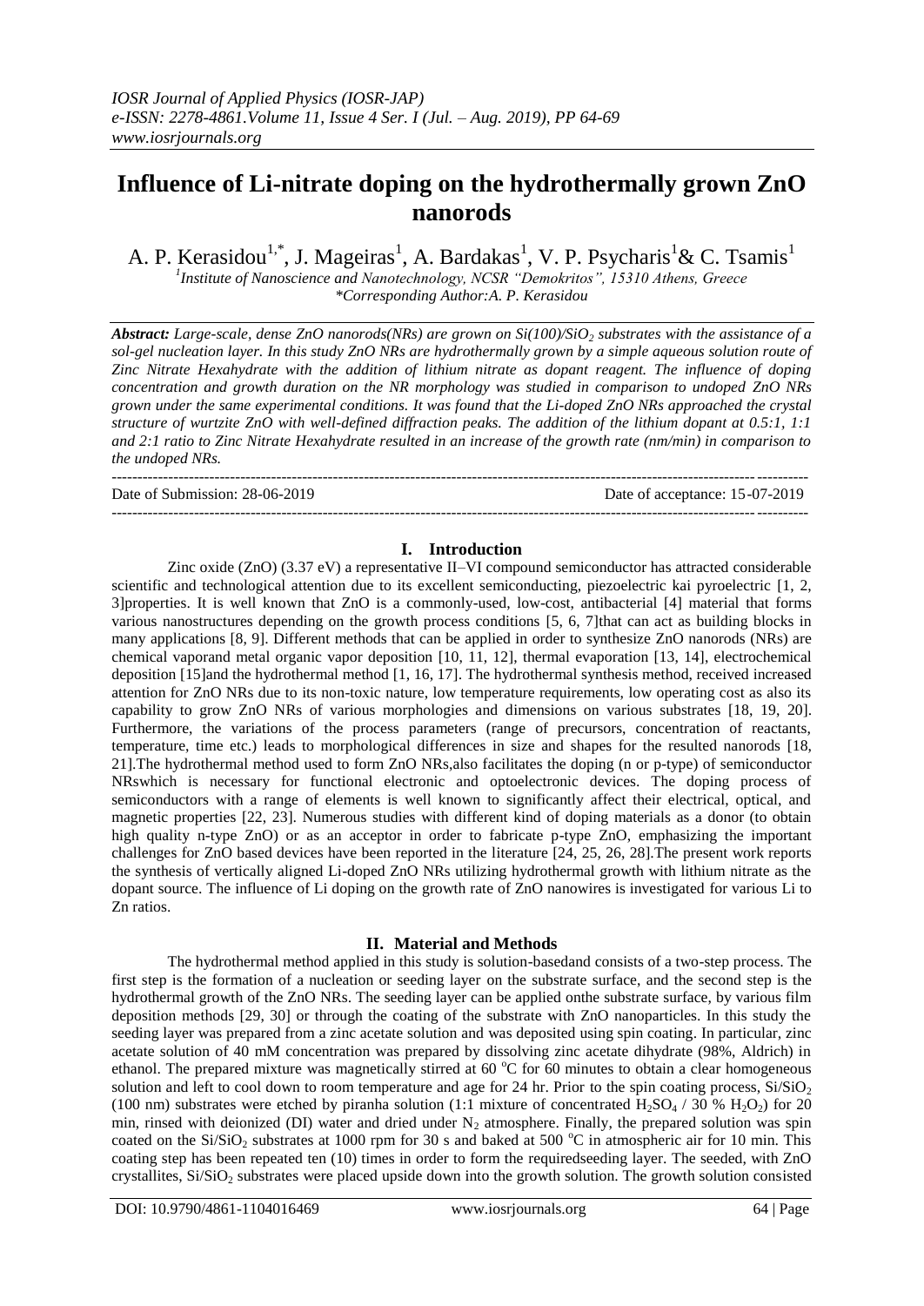# Influence of Li-nitrate doping on the hydrothermally grown ZnO nanorods

A. P. Kerasidou[1,*], J. Mageiras[1], A. Bardakas[1], V. P. Psycharis[1] & C. Tsamis[1]

[1]Institute of Nanoscience and Nanotechnology, NCSR "Demokritos", 15310 Athens, Greece
*Corresponding Author: A. P. Kerasidou

***Abstract:*** *Large-scale, dense ZnO nanorods(NRs) are grown on Si(100)/$SiO_2$ substrates with the assistance of a sol-gel nucleation layer. In this study ZnO NRs are hydrothermally grown by a simple aqueous solution route of Zinc Nitrate Hexahydrate with the addition of lithium nitrate as dopant reagent. The influence of doping concentration and growth duration on the NR morphology was studied in comparison to undoped ZnO NRs grown under the same experimental conditions. It was found that the Li-doped ZnO NRs approached the crystal structure of wurtzite ZnO with well-defined diffraction peaks. The addition of the lithium dopant at 0.5:1, 1:1 and 2:1 ratio to Zinc Nitrate Hexahydrate resulted in an increase of the growth rate (nm/min) in comparison to the undoped NRs.*

---

Date of Submission: 28-06-2019 Date of acceptance: 15-07-2019

---

## I. Introduction

Zinc oxide (ZnO) (3.37 eV) a representative II–VI compound semiconductor has attracted considerable scientific and technological attention due to its excellent semiconducting, piezoelectric kai pyroelectric [1, 2, 3]properties. It is well known that ZnO is a commonly-used, low-cost, antibacterial [4] material that forms various nanostructures depending on the growth process conditions [5, 6, 7]that can act as building blocks in many applications [8, 9]. Different methods that can be applied in order to synthesize ZnO nanorods (NRs) are chemical vaporand metal organic vapor deposition [10, 11, 12], thermal evaporation [13, 14], electrochemical deposition [15]and the hydrothermal method [1, 16, 17]. The hydrothermal synthesis method, received increased attention for ZnO NRs due to its non-toxic nature, low temperature requirements, low operating cost as also its capability to grow ZnO NRs of various morphologies and dimensions on various substrates [18, 19, 20]. Furthermore, the variations of the process parameters (range of precursors, concentration of reactants, temperature, time etc.) leads to morphological differences in size and shapes for the resulted nanorods [18, 21].The hydrothermal method used to form ZnO NRs,also facilitates the doping (n or p-type) of semiconductor NRswhich is necessary for functional electronic and optoelectronic devices. The doping process of semiconductors with a range of elements is well known to significantly affect their electrical, optical, and magnetic properties [22, 23]. Numerous studies with different kind of doping materials as a donor (to obtain high quality n-type ZnO) or as an acceptor in order to fabricate p-type ZnO, emphasizing the important challenges for ZnO based devices have been reported in the literature [24, 25, 26, 28].The present work reports the synthesis of vertically aligned Li-doped ZnO NRs utilizing hydrothermal growth with lithium nitrate as the dopant source. The influence of Li doping on the growth rate of ZnO nanowires is investigated for various Li to Zn ratios.

## II. Material and Methods

The hydrothermal method applied in this study is solution-basedand consists of a two-step process. The first step is the formation of a nucleation or seeding layer on the substrate surface, and the second step is the hydrothermal growth of the ZnO NRs. The seeding layer can be applied onthe substrate surface, by various film deposition methods [29, 30] or through the coating of the substrate with ZnO nanoparticles. In this study the seeding layer was prepared from a zinc acetate solution and was deposited using spin coating. In particular, zinc acetate solution of 40 mM concentration was prepared by dissolving zinc acetate dihydrate (98%, Aldrich) in ethanol. The prepared mixture was magnetically stirred at 60 °C for 60 minutes to obtain a clear homogeneous solution and left to cool down to room temperature and age for 24 hr. Prior to the spin coating process, Si/$SiO_2$ (100 nm) substrates were etched by piranha solution (1:1 mixture of concentrated $H_2SO_4$ / 30 % $H_2O_2$) for 20 min, rinsed with deionized (DI) water and dried under $N_2$ atmosphere. Finally, the prepared solution was spin coated on the Si/$SiO_2$ substrates at 1000 rpm for 30 s and baked at 500 °C in atmospheric air for 10 min. This coating step has been repeated ten (10) times in order to form the requiredseeding layer. The seeded, with ZnO crystallites, Si/$SiO_2$ substrates were placed upside down into the growth solution. The growth solution consisted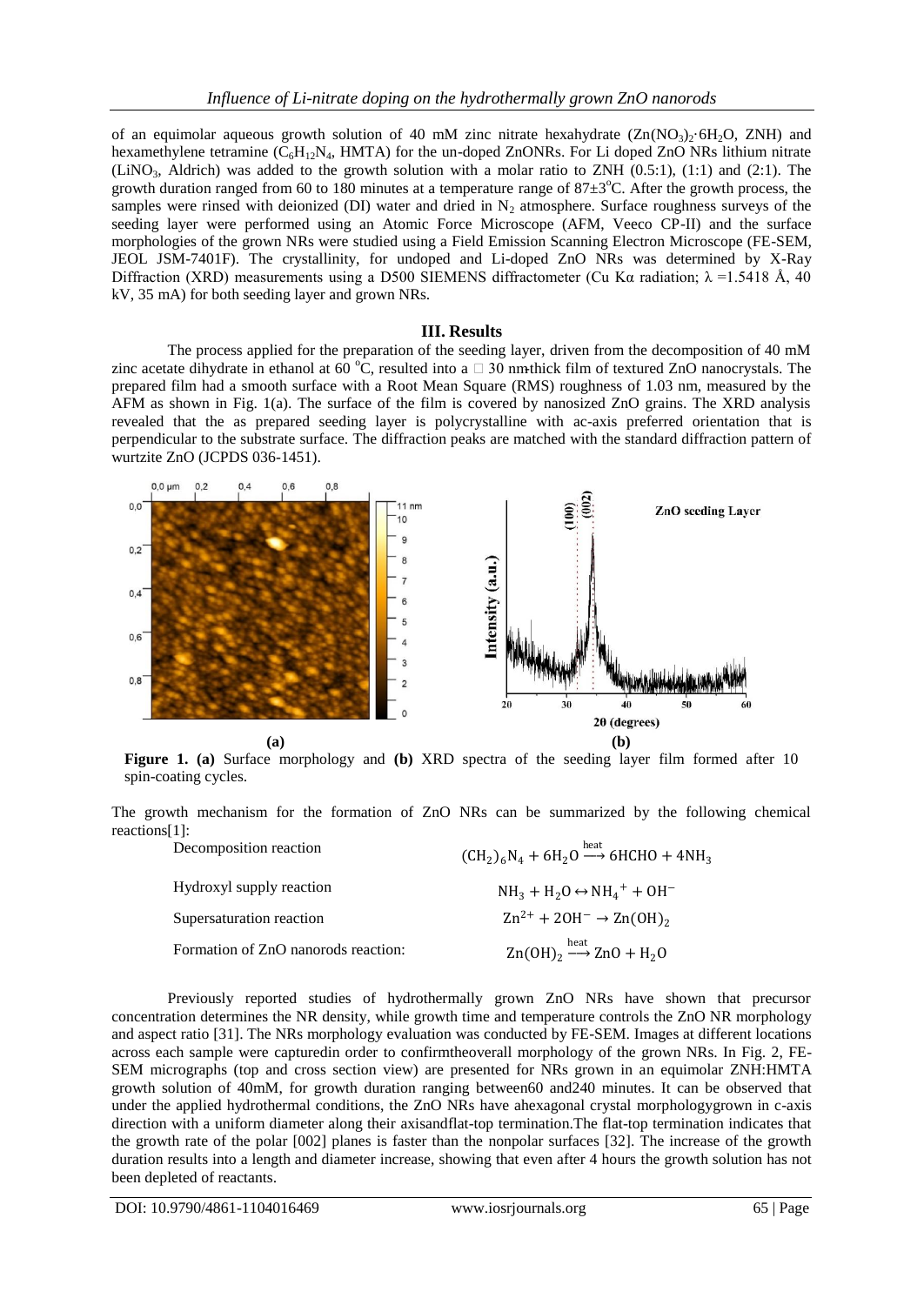of an equimolar aqueous growth solution of 40 mM zinc nitrate hexahydrate ($Zn(NO_3)_2 \cdot 6H_2O$, ZNH) and hexamethylene tetramine ($C_6H_{12}N_4$, HMTA) for the un-doped ZnONRs. For Li doped ZnO NRs lithium nitrate ($LiNO_3$, Aldrich) was added to the growth solution with a molar ratio to ZNH (0.5:1), (1:1) and (2:1). The growth duration ranged from 60 to 180 minutes at a temperature range of 87±3°C. After the growth process, the samples were rinsed with deionized (DI) water and dried in $N_2$ atmosphere. Surface roughness surveys of the seeding layer were performed using an Atomic Force Microscope (AFM, Veeco CP-II) and the surface morphologies of the grown NRs were studied using a Field Emission Scanning Electron Microscope (FE-SEM, JEOL JSM-7401F). The crystallinity, for undoped and Li-doped ZnO NRs was determined by X-Ray Diffraction (XRD) measurements using a D500 SIEMENS diffractometer (Cu Kα radiation; λ =1.5418 Å, 40 kV, 35 mA) for both seeding layer and grown NRs.

## III. Results

The process applied for the preparation of the seeding layer, driven from the decomposition of 40 mM zinc acetate dihydrate in ethanol at 60 °C, resulted into a □ 30 nm-thick film of textured ZnO nanocrystals. The prepared film had a smooth surface with a Root Mean Square (RMS) roughness of 1.03 nm, measured by the AFM as shown in Fig. 1(a). The surface of the film is covered by nanosized ZnO grains. The XRD analysis revealed that the as prepared seeding layer is polycrystalline with ac-axis preferred orientation that is perpendicular to the substrate surface. The diffraction peaks are matched with the standard diffraction pattern of wurtzite ZnO (JCPDS 036-1451).

**Figure 1. (a)** Surface morphology and **(b)** XRD spectra of the seeding layer film formed after 10 spin-coating cycles.

The growth mechanism for the formation of ZnO NRs can be summarized by the following chemical reactions[1]:

Decomposition reaction
$$(CH_2)_6N_4 + 6H_2O \xrightarrow{\text{heat}} 6HCHO + 4NH_3$$

Hydroxyl supply reaction
$$NH_3 + H_2O \leftrightarrow NH_4^+ + OH^-$$

Supersaturation reaction
$$Zn^{2+} + 2OH^- \rightarrow Zn(OH)_2$$

Formation of ZnO nanorods reaction:
$$Zn(OH)_2 \xrightarrow{\text{heat}} ZnO + H_2O$$

Previously reported studies of hydrothermally grown ZnO NRs have shown that precursor concentration determines the NR density, while growth time and temperature controls the ZnO NR morphology and aspect ratio [31]. The NRs morphology evaluation was conducted by FE-SEM. Images at different locations across each sample were capturedin order to confirmtheoverall morphology of the grown NRs. In Fig. 2, FE-SEM micrographs (top and cross section view) are presented for NRs grown in an equimolar ZNH:HMTA growth solution of 40mM, for growth duration ranging between60 and240 minutes. It can be observed that under the applied hydrothermal conditions, the ZnO NRs have ahexagonal crystal morphologygrown in c-axis direction with a uniform diameter along their axisandflat-top termination.The flat-top termination indicates that the growth rate of the polar [002] planes is faster than the nonpolar surfaces [32]. The increase of the growth duration results into a length and diameter increase, showing that even after 4 hours the growth solution has not been depleted of reactants.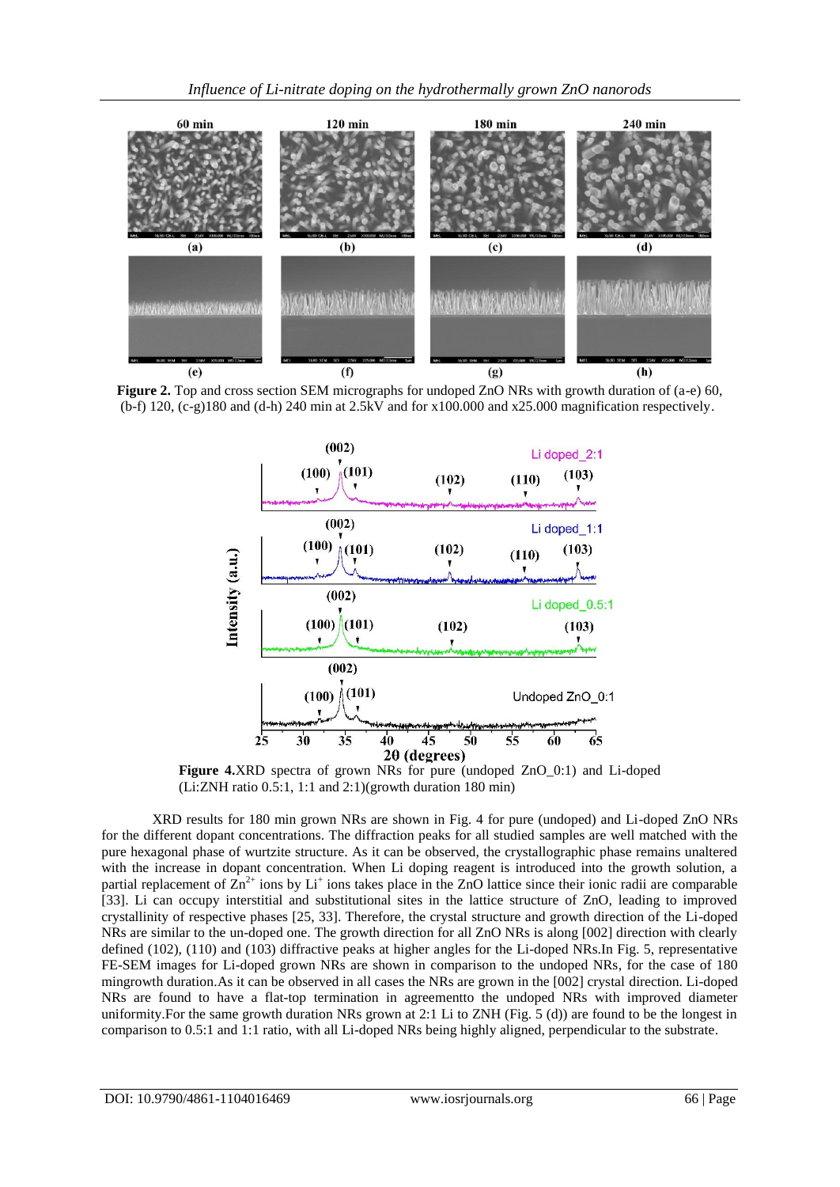**Figure 2.** Top and cross section SEM micrographs for undoped ZnO NRs with growth duration of (a-e) 60, (b-f) 120, (c-g)180 and (d-h) 240 min at 2.5kV and for x100.000 and x25.000 magnification respectively.

**Figure 4.**XRD spectra of grown NRs for pure (undoped ZnO_0:1) and Li-doped (Li:ZNH ratio 0.5:1, 1:1 and 2:1)(growth duration 180 min)

XRD results for 180 min grown NRs are shown in Fig. 4 for pure (undoped) and Li-doped ZnO NRs for the different dopant concentrations. The diffraction peaks for all studied samples are well matched with the pure hexagonal phase of wurtzite structure. As it can be observed, the crystallographic phase remains unaltered with the increase in dopant concentration. When Li doping reagent is introduced into the growth solution, a partial replacement of $Zn^{2+}$ ions by $Li^{+}$ ions takes place in the ZnO lattice since their ionic radii are comparable [33]. Li can occupy interstitial and substitutional sites in the lattice structure of ZnO, leading to improved crystallinity of respective phases [25, 33]. Therefore, the crystal structure and growth direction of the Li-doped NRs are similar to the un-doped one. The growth direction for all ZnO NRs is along [002] direction with clearly defined (102), (110) and (103) diffractive peaks at higher angles for the Li-doped NRs.In Fig. 5, representative FE-SEM images for Li-doped grown NRs are shown in comparison to the undoped NRs, for the case of 180 mingrowth duration.As it can be observed in all cases the NRs are grown in the [002] crystal direction. Li-doped NRs are found to have a flat-top termination in agreementto the undoped NRs with improved diameter uniformity.For the same growth duration NRs grown at 2:1 Li to ZNH (Fig. 5 (d)) are found to be the longest in comparison to 0.5:1 and 1:1 ratio, with all Li-doped NRs being highly aligned, perpendicular to the substrate.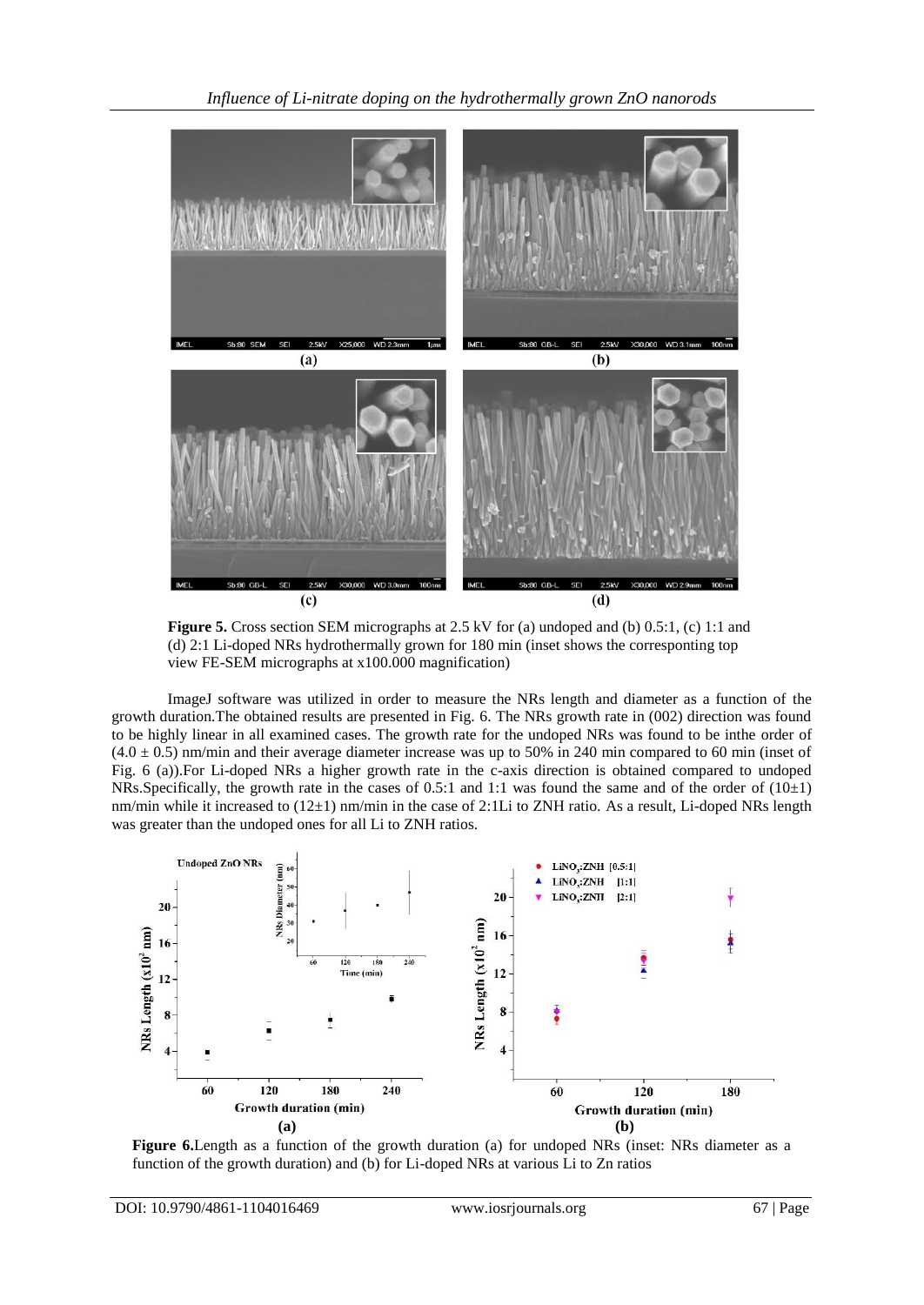**Figure 5.** Cross section SEM micrographs at 2.5 kV for (a) undoped and (b) 0.5:1, (c) 1:1 and (d) 2:1 Li-doped NRs hydrothermally grown for 180 min (inset shows the corresponding top view FE-SEM micrographs at x100.000 magnification)

ImageJ software was utilized in order to measure the NRs length and diameter as a function of the growth duration.The obtained results are presented in Fig. 6. The NRs growth rate in (002) direction was found to be highly linear in all examined cases. The growth rate for the undoped NRs was found to be inthe order of $(4.0 \pm 0.5)$ nm/min and their average diameter increase was up to 50% in 240 min compared to 60 min (inset of Fig. 6 (a)).For Li-doped NRs a higher growth rate in the c-axis direction is obtained compared to undoped NRs.Specifically, the growth rate in the cases of 0.5:1 and 1:1 was found the same and of the order of $(10\pm1)$ nm/min while it increased to $(12\pm1)$ nm/min in the case of 2:1Li to ZNH ratio. As a result, Li-doped NRs length was greater than the undoped ones for all Li to ZNH ratios.

**Figure 6.**Length as a function of the growth duration (a) for undoped NRs (inset: NRs diameter as a function of the growth duration) and (b) for Li-doped NRs at various Li to Zn ratios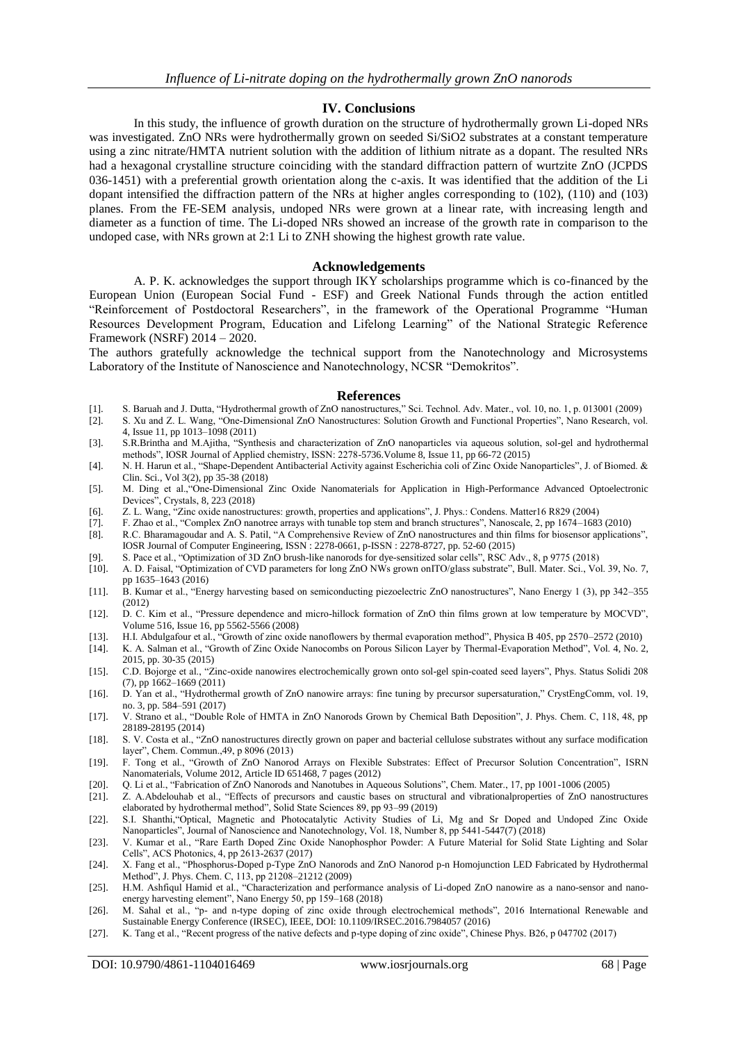## IV. Conclusions

In this study, the influence of growth duration on the structure of hydrothermally grown Li-doped NRs was investigated. ZnO NRs were hydrothermally grown on seeded Si/SiO2 substrates at a constant temperature using a zinc nitrate/HMTA nutrient solution with the addition of lithium nitrate as a dopant. The resulted NRs had a hexagonal crystalline structure coinciding with the standard diffraction pattern of wurtzite ZnO (JCPDS 036-1451) with a preferential growth orientation along the c-axis. It was identified that the addition of the Li dopant intensified the diffraction pattern of the NRs at higher angles corresponding to (102), (110) and (103) planes. From the FE-SEM analysis, undoped NRs were grown at a linear rate, with increasing length and diameter as a function of time. The Li-doped NRs showed an increase of the growth rate in comparison to the undoped case, with NRs grown at 2:1 Li to ZNH showing the highest growth rate value.

## Acknowledgements

A. P. K. acknowledges the support through IKY scholarships programme which is co-financed by the European Union (European Social Fund - ESF) and Greek National Funds through the action entitled "Reinforcement of Postdoctoral Researchers", in the framework of the Operational Programme "Human Resources Development Program, Education and Lifelong Learning" of the National Strategic Reference Framework (NSRF) 2014 – 2020.

The authors gratefully acknowledge the technical support from the Nanotechnology and Microsystems Laboratory of the Institute of Nanoscience and Nanotechnology, NCSR "Demokritos".

## References

[1]. S. Baruah and J. Dutta, "Hydrothermal growth of ZnO nanostructures," Sci. Technol. Adv. Mater., vol. 10, no. 1, p. 013001 (2009)

[2]. S. Xu and Z. L. Wang, "One-Dimensional ZnO Nanostructures: Solution Growth and Functional Properties", Nano Research, vol. 4, Issue 11, pp 1013–1098 (2011)

[3]. S.R.Brintha and M.Ajitha, "Synthesis and characterization of ZnO nanoparticles via aqueous solution, sol-gel and hydrothermal methods", IOSR Journal of Applied chemistry, ISSN: 2278-5736.Volume 8, Issue 11, pp 66-72 (2015)

[4]. N. H. Harun et al., "Shape-Dependent Antibacterial Activity against Escherichia coli of Zinc Oxide Nanoparticles", J. of Biomed. & Clin. Sci., Vol 3(2), pp 35-38 (2018)

[5]. M. Ding et al.,"One-Dimensional Zinc Oxide Nanomaterials for Application in High-Performance Advanced Optoelectronic Devices", Crystals, 8, 223 (2018)

[6]. Z. L. Wang, "Zinc oxide nanostructures: growth, properties and applications", J. Phys.: Condens. Matter16 R829 (2004)

[7]. F. Zhao et al., "Complex ZnO nanotree arrays with tunable top stem and branch structures", Nanoscale, 2, pp 1674–1683 (2010)

[8]. R.C. Bharamagoudar and A. S. Patil, "A Comprehensive Review of ZnO nanostructures and thin films for biosensor applications", IOSR Journal of Computer Engineering, ISSN : 2278-0661, p-ISSN : 2278-8727, pp. 52-60 (2015)

[9]. S. Pace et al., "Optimization of 3D ZnO brush-like nanorods for dye-sensitized solar cells", RSC Adv., 8, p 9775 (2018)

[10]. A. D. Faisal, "Optimization of CVD parameters for long ZnO NWs grown onITO/glass substrate", Bull. Mater. Sci., Vol. 39, No. 7, pp 1635–1643 (2016)

[11]. B. Kumar et al., "Energy harvesting based on semiconducting piezoelectric ZnO nanostructures", Nano Energy 1 (3), pp 342–355 (2012)

[12]. D. C. Kim et al., "Pressure dependence and micro-hillock formation of ZnO thin films grown at low temperature by MOCVD", Volume 516, Issue 16, pp 5562-5566 (2008)

[13]. H.I. Abdulgafour et al., "Growth of zinc oxide nanoflowers by thermal evaporation method", Physica B 405, pp 2570–2572 (2010)

[14]. K. A. Salman et al., "Growth of Zinc Oxide Nanocombs on Porous Silicon Layer by Thermal-Evaporation Method", Vol. 4, No. 2, 2015, pp. 30-35 (2015)

[15]. C.D. Bojorge et al., "Zinc-oxide nanowires electrochemically grown onto sol-gel spin-coated seed layers", Phys. Status Solidi 208 (7), pp 1662–1669 (2011)

[16]. D. Yan et al., "Hydrothermal growth of ZnO nanowire arrays: fine tuning by precursor supersaturation," CrystEngComm, vol. 19, no. 3, pp. 584–591 (2017)

[17]. V. Strano et al., "Double Role of HMTA in ZnO Nanorods Grown by Chemical Bath Deposition", J. Phys. Chem. C, 118, 48, pp 28189-28195 (2014)

[18]. S. V. Costa et al., "ZnO nanostructures directly grown on paper and bacterial cellulose substrates without any surface modification layer", Chem. Commun.,49, p 8096 (2013)

[19]. F. Tong et al., "Growth of ZnO Nanorod Arrays on Flexible Substrates: Effect of Precursor Solution Concentration", ISRN Nanomaterials, Volume 2012, Article ID 651468, 7 pages (2012)

[20]. Q. Li et al., "Fabrication of ZnO Nanorods and Nanotubes in Aqueous Solutions", Chem. Mater., 17, pp 1001-1006 (2005)

[21]. Z. A.Abdelouhab et al., "Effects of precursors and caustic bases on structural and vibrationalproperties of ZnO nanostructures elaborated by hydrothermal method", Solid State Sciences 89, pp 93–99 (2019)

[22]. S.I. Shanthi,"Optical, Magnetic and Photocatalytic Activity Studies of Li, Mg and Sr Doped and Undoped Zinc Oxide Nanoparticles", Journal of Nanoscience and Nanotechnology, Vol. 18, Number 8, pp 5441-5447(7) (2018)

[23]. V. Kumar et al., "Rare Earth Doped Zinc Oxide Nanophosphor Powder: A Future Material for Solid State Lighting and Solar Cells", ACS Photonics, 4, pp 2613-2637 (2017)

[24]. X. Fang et al., "Phosphorus-Doped p-Type ZnO Nanorods and ZnO Nanorod p-n Homojunction LED Fabricated by Hydrothermal Method", J. Phys. Chem. C, 113, pp 21208–21212 (2009)

[25]. H.M. Ashfiqul Hamid et al., "Characterization and performance analysis of Li-doped ZnO nanowire as a nano-sensor and nano-energy harvesting element", Nano Energy 50, pp 159–168 (2018)

[26]. M. Sahal et al., "p- and n-type doping of zinc oxide through electrochemical methods", 2016 International Renewable and Sustainable Energy Conference (IRSEC), IEEE, DOI: 10.1109/IRSEC.2016.7984057 (2016)

[27]. K. Tang et al., "Recent progress of the native defects and p-type doping of zinc oxide", Chinese Phys. B26, p 047702 (2017)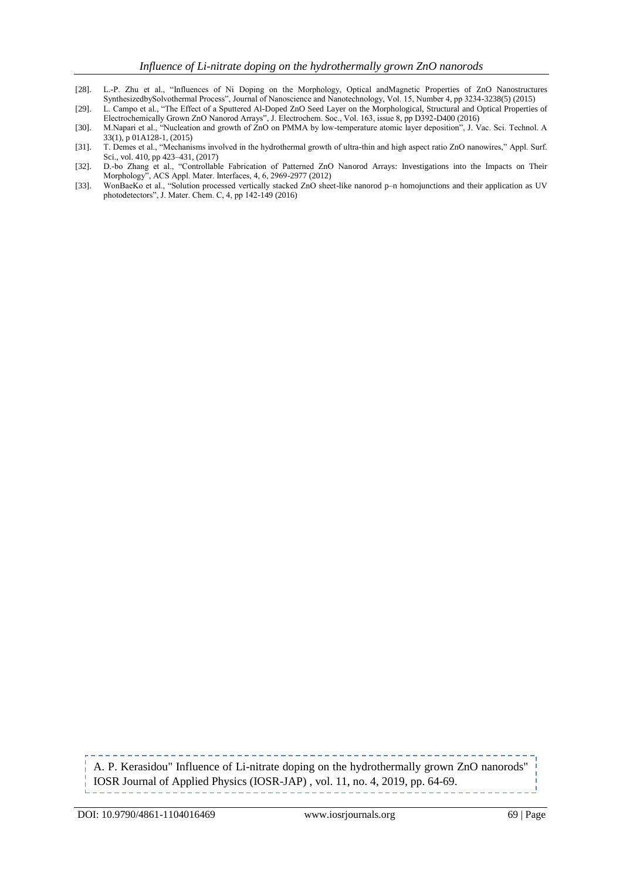[28]. L.-P. Zhu et al., "Influences of Ni Doping on the Morphology, Optical andMagnetic Properties of ZnO Nanostructures SynthesizedbySolvothermal Process", Journal of Nanoscience and Nanotechnology, Vol. 15, Number 4, pp 3234-3238(5) (2015)

[29]. L. Campo et al., "The Effect of a Sputtered Al-Doped ZnO Seed Layer on the Morphological, Structural and Optical Properties of Electrochemically Grown ZnO Nanorod Arrays", J. Electrochem. Soc., Vol. 163, issue 8, pp D392-D400 (2016)

[30]. M.Napari et al., "Nucleation and growth of ZnO on PMMA by low-temperature atomic layer deposition", J. Vac. Sci. Technol. A 33(1), p 01A128-1, (2015)

[31]. T. Demes et al., "Mechanisms involved in the hydrothermal growth of ultra-thin and high aspect ratio ZnO nanowires," Appl. Surf. Sci., vol. 410, pp 423–431, (2017)

[32]. D.-bo Zhang et al., "Controllable Fabrication of Patterned ZnO Nanorod Arrays: Investigations into the Impacts on Their Morphology", ACS Appl. Mater. Interfaces, 4, 6, 2969-2977 (2012)

[33]. WonBaeKo et al., "Solution processed vertically stacked ZnO sheet-like nanorod p–n homojunctions and their application as UV photodetectors", J. Mater. Chem. C, 4, pp 142-149 (2016)

A. P. Kerasidou" Influence of Li-nitrate doping on the hydrothermally grown ZnO nanorods" IOSR Journal of Applied Physics (IOSR-JAP) , vol. 11, no. 4, 2019, pp. 64-69.